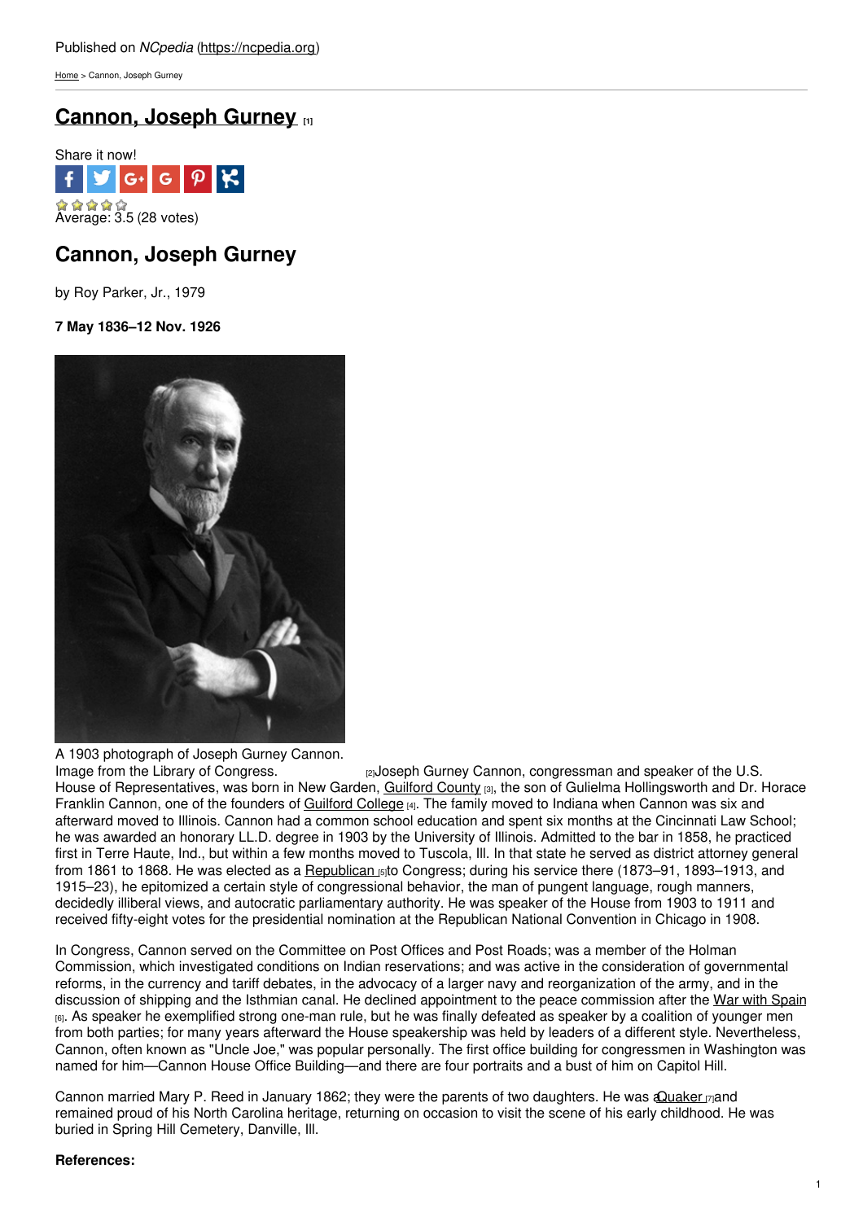Published on *NCpedia* (https://ncpedia.org)

Home > Cannon, Joseph Gurney

# Cannon, Joseph Gurney [1]

Share it now!

Average: 3.5 (28 votes)

## Cannon, Joseph Gurney

by Roy Parker, Jr., 1979

**7 May 1836–12 Nov. 1926**

A 1903 photograph of Joseph Gurney Cannon. Image from the Library of Congress. [2]

Joseph Gurney Cannon, congressman and speaker of the U.S. House of Representatives, was born in New Garden, Guilford County [3], the son of Gulielma Hollingsworth and Dr. Horace Franklin Cannon, one of the founders of Guilford College [4]. The family moved to Indiana when Cannon was six and afterward moved to Illinois. Cannon had a common school education and spent six months at the Cincinnati Law School; he was awarded an honorary LL.D. degree in 1903 by the University of Illinois. Admitted to the bar in 1858, he practiced first in Terre Haute, Ind., but within a few months moved to Tuscola, Ill. In that state he served as district attorney general from 1861 to 1868. He was elected as a Republican [5] to Congress; during his service there (1873–91, 1893–1913, and 1915–23), he epitomized a certain style of congressional behavior, the man of pungent language, rough manners, decidedly illiberal views, and autocratic parliamentary authority. He was speaker of the House from 1903 to 1911 and received fifty-eight votes for the presidential nomination at the Republican National Convention in Chicago in 1908.

In Congress, Cannon served on the Committee on Post Offices and Post Roads; was a member of the Holman Commission, which investigated conditions on Indian reservations; and was active in the consideration of governmental reforms, in the currency and tariff debates, in the advocacy of a larger navy and reorganization of the army, and in the discussion of shipping and the Isthmian canal. He declined appointment to the peace commission after the War with Spain [6]. As speaker he exemplified strong one-man rule, but he was finally defeated as speaker by a coalition of younger men from both parties; for many years afterward the House speakership was held by leaders of a different style. Nevertheless, Cannon, often known as "Uncle Joe," was popular personally. The first office building for congressmen in Washington was named for him—Cannon House Office Building—and there are four portraits and a bust of him on Capitol Hill.

Cannon married Mary P. Reed in January 1862; they were the parents of two daughters. He was a Quaker [7] and remained proud of his North Carolina heritage, returning on occasion to visit the scene of his early childhood. He was buried in Spring Hill Cemetery, Danville, Ill.

**References:**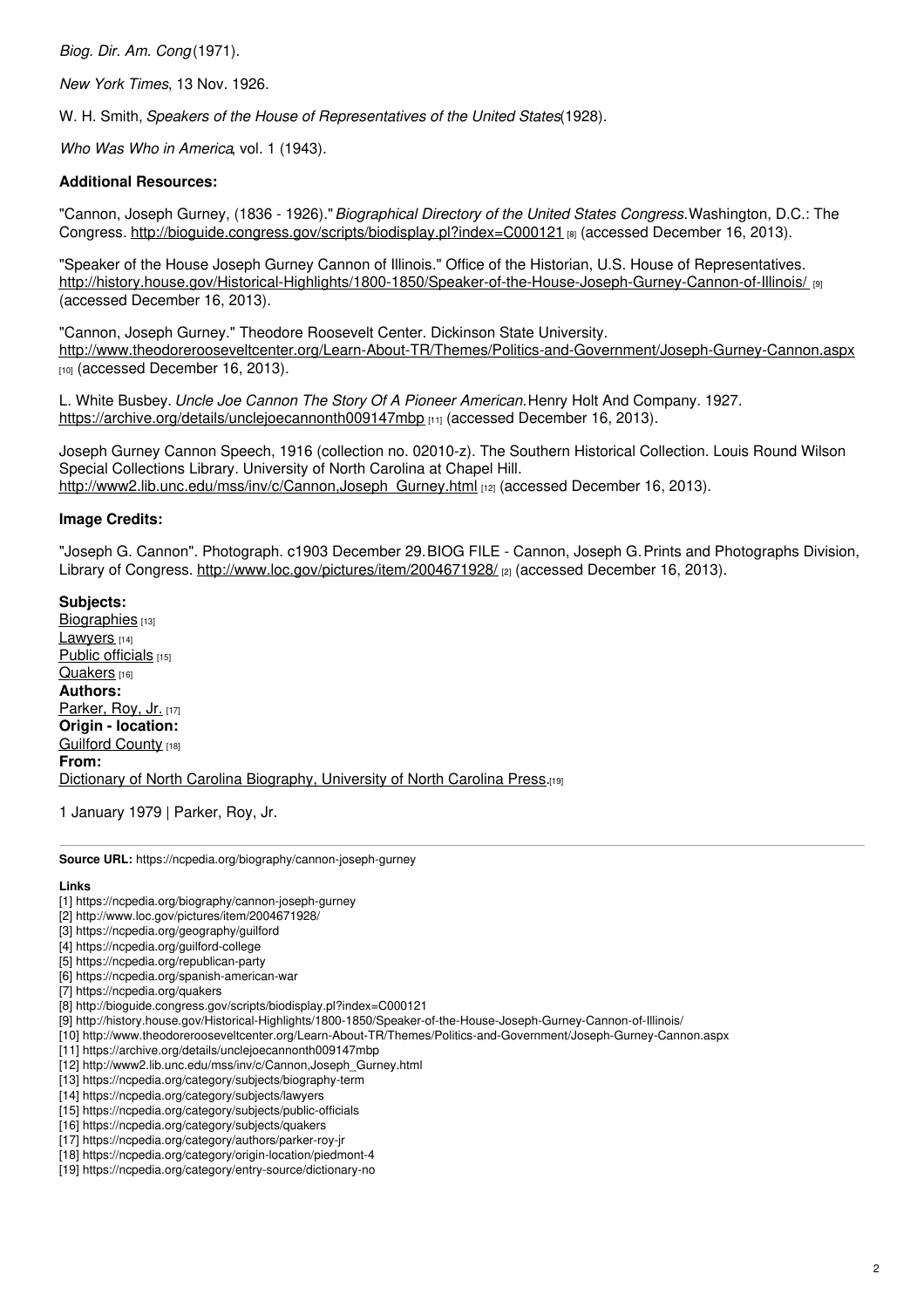*Biog. Dir. Am. Cong* (1971).

*New York Times*, 13 Nov. 1926.

W. H. Smith, *Speakers of the House of Representatives of the United States* (1928).

*Who Was Who in America*, vol. 1 (1943).

**Additional Resources:**

"Cannon, Joseph Gurney, (1836 - 1926)." *Biographical Directory of the United States Congress.* Washington, D.C.: The Congress. http://bioguide.congress.gov/scripts/biodisplay.pl?index=C000121 [8] (accessed December 16, 2013).

"Speaker of the House Joseph Gurney Cannon of Illinois." Office of the Historian, U.S. House of Representatives. http://history.house.gov/Historical-Highlights/1800-1850/Speaker-of-the-House-Joseph-Gurney-Cannon-of-Illinois/ [9] (accessed December 16, 2013).

"Cannon, Joseph Gurney." Theodore Roosevelt Center. Dickinson State University. http://www.theodorerooseveltcenter.org/Learn-About-TR/Themes/Politics-and-Government/Joseph-Gurney-Cannon.aspx [10] (accessed December 16, 2013).

L. White Busbey. *Uncle Joe Cannon The Story Of A Pioneer American.* Henry Holt And Company. 1927. https://archive.org/details/unclejoecannonth009147mbp [11] (accessed December 16, 2013).

Joseph Gurney Cannon Speech, 1916 (collection no. 02010-z). The Southern Historical Collection. Louis Round Wilson Special Collections Library. University of North Carolina at Chapel Hill. http://www2.lib.unc.edu/mss/inv/c/Cannon,Joseph_Gurney.html [12] (accessed December 16, 2013).

**Image Credits:**

"Joseph G. Cannon". Photograph. c1903 December 29. BIOG FILE - Cannon, Joseph G. Prints and Photographs Division, Library of Congress. http://www.loc.gov/pictures/item/2004671928/ [2] (accessed December 16, 2013).

**Subjects:**
Biographies [13]
Lawyers [14]
Public officials [15]
Quakers [16]
**Authors:**
Parker, Roy, Jr. [17]
**Origin - location:**
Guilford County [18]
**From:**
Dictionary of North Carolina Biography, University of North Carolina Press.[19]

1 January 1979 | Parker, Roy, Jr.

---

**Source URL:** https://ncpedia.org/biography/cannon-joseph-gurney

**Links**
[1] https://ncpedia.org/biography/cannon-joseph-gurney
[2] http://www.loc.gov/pictures/item/2004671928/
[3] https://ncpedia.org/geography/guilford
[4] https://ncpedia.org/guilford-college
[5] https://ncpedia.org/republican-party
[6] https://ncpedia.org/spanish-american-war
[7] https://ncpedia.org/quakers
[8] http://bioguide.congress.gov/scripts/biodisplay.pl?index=C000121
[9] http://history.house.gov/Historical-Highlights/1800-1850/Speaker-of-the-House-Joseph-Gurney-Cannon-of-Illinois/
[10] http://www.theodorerooseveltcenter.org/Learn-About-TR/Themes/Politics-and-Government/Joseph-Gurney-Cannon.aspx
[11] https://archive.org/details/unclejoecannonth009147mbp
[12] http://www2.lib.unc.edu/mss/inv/c/Cannon,Joseph_Gurney.html
[13] https://ncpedia.org/category/subjects/biography-term
[14] https://ncpedia.org/category/subjects/lawyers
[15] https://ncpedia.org/category/subjects/public-officials
[16] https://ncpedia.org/category/subjects/quakers
[17] https://ncpedia.org/category/authors/parker-roy-jr
[18] https://ncpedia.org/category/origin-location/piedmont-4
[19] https://ncpedia.org/category/entry-source/dictionary-no